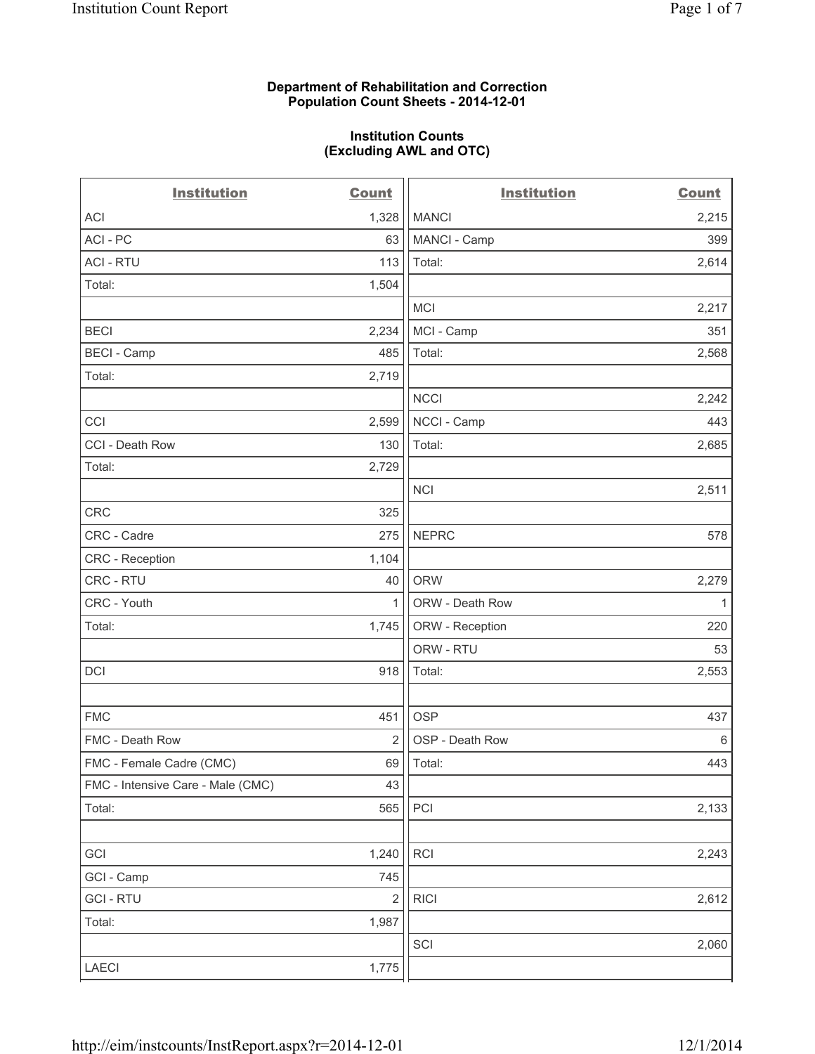**Department of Rehabilitation and Correction**
**Population Count Sheets - 2014-12-01**

**Institution Counts**
**(Excluding AWL and OTC)**

| Institution | Count | Institution | Count |
|---|---|---|---|
| ACI | 1,328 | MANCI | 2,215 |
| ACI - PC | 63 | MANCI - Camp | 399 |
| ACI - RTU | 113 | Total: | 2,614 |
| Total: | 1,504 | | |
| | | MCI | 2,217 |
| BECI | 2,234 | MCI - Camp | 351 |
| BECI - Camp | 485 | Total: | 2,568 |
| Total: | 2,719 | | |
| | | NCCI | 2,242 |
| CCI | 2,599 | NCCI - Camp | 443 |
| CCI - Death Row | 130 | Total: | 2,685 |
| Total: | 2,729 | | |
| | | NCI | 2,511 |
| CRC | 325 | | |
| CRC - Cadre | 275 | NEPRC | 578 |
| CRC - Reception | 1,104 | | |
| CRC - RTU | 40 | ORW | 2,279 |
| CRC - Youth | 1 | ORW - Death Row | 1 |
| Total: | 1,745 | ORW - Reception | 220 |
| | | ORW - RTU | 53 |
| DCI | 918 | Total: | 2,553 |
| | | | |
| FMC | 451 | OSP | 437 |
| FMC - Death Row | 2 | OSP - Death Row | 6 |
| FMC - Female Cadre (CMC) | 69 | Total: | 443 |
| FMC - Intensive Care - Male (CMC) | 43 | | |
| Total: | 565 | PCI | 2,133 |
| | | | |
| GCI | 1,240 | RCI | 2,243 |
| GCI - Camp | 745 | | |
| GCI - RTU | 2 | RICI | 2,612 |
| Total: | 1,987 | | |
| | | SCI | 2,060 |
| LAECI | 1,775 | | |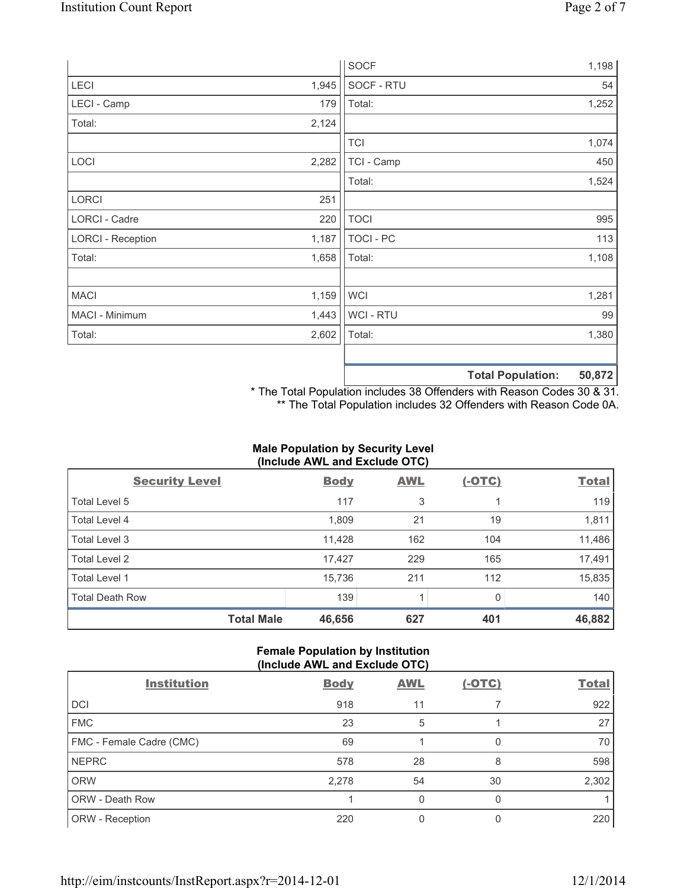| | | | |
|---|---|---|---|
| | | SOCF | 1,198 |
| LECI | 1,945 | SOCF - RTU | 54 |
| LECI - Camp | 179 | Total: | 1,252 |
| Total: | 2,124 | | |
| | | TCI | 1,074 |
| LOCI | 2,282 | TCI - Camp | 450 |
| | | Total: | 1,524 |
| LORCI | 251 | | |
| LORCI - Cadre | 220 | TOCI | 995 |
| LORCI - Reception | 1,187 | TOCI - PC | 113 |
| Total: | 1,658 | Total: | 1,108 |
| | | | |
| MACI | 1,159 | WCI | 1,281 |
| MACI - Minimum | 1,443 | WCI - RTU | 99 |
| Total: | 2,602 | Total: | 1,380 |
| | | | |
| | | **Total Population:** | **50,872** |

\* The Total Population includes 38 Offenders with Reason Codes 30 & 31.
\*\* The Total Population includes 32 Offenders with Reason Code 0A.

### Male Population by Security Level (Include AWL and Exclude OTC)

| Security Level | Body | AWL | (-OTC) | Total |
|---|---|---|---|---|
| Total Level 5 | 117 | 3 | 1 | 119 |
| Total Level 4 | 1,809 | 21 | 19 | 1,811 |
| Total Level 3 | 11,428 | 162 | 104 | 11,486 |
| Total Level 2 | 17,427 | 229 | 165 | 17,491 |
| Total Level 1 | 15,736 | 211 | 112 | 15,835 |
| Total Death Row | 139 | 1 | 0 | 140 |
| **Total Male** | **46,656** | **627** | **401** | **46,882** |

### Female Population by Institution (Include AWL and Exclude OTC)

| Institution | Body | AWL | (-OTC) | Total |
|---|---|---|---|---|
| DCI | 918 | 11 | 7 | 922 |
| FMC | 23 | 5 | 1 | 27 |
| FMC - Female Cadre (CMC) | 69 | 1 | 0 | 70 |
| NEPRC | 578 | 28 | 8 | 598 |
| ORW | 2,278 | 54 | 30 | 2,302 |
| ORW - Death Row | 1 | 0 | 0 | 1 |
| ORW - Reception | 220 | 0 | 0 | 220 |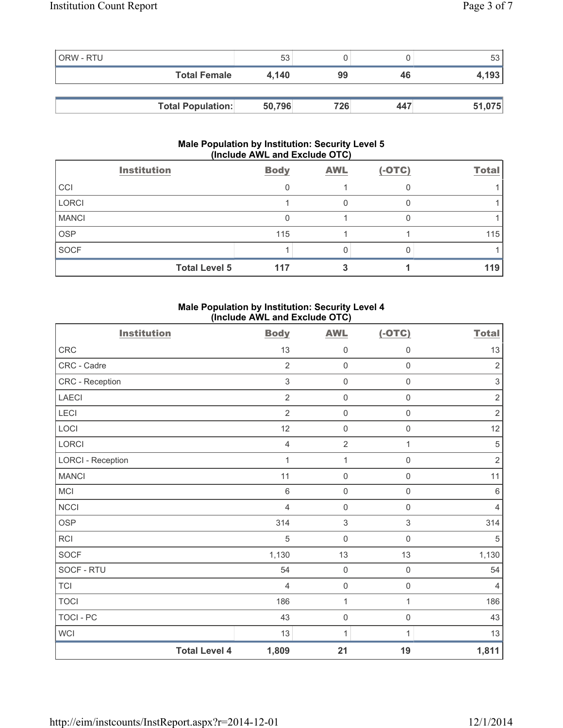| | | | | |
|---|---|---|---|---|
| ORW - RTU | 53 | 0 | 0 | 53 |
| **Total Female** | **4,140** | **99** | **46** | **4,193** |

| | | | | |
|---|---|---|---|---|
| **Total Population:** | **50,796** | **726** | **447** | **51,075** |

### Male Population by Institution: Security Level 5 (Include AWL and Exclude OTC)

| Institution | Body | AWL | (-OTC) | Total |
|---|---|---|---|---|
| CCI | 0 | 1 | 0 | 1 |
| LORCI | 1 | 0 | 0 | 1 |
| MANCI | 0 | 1 | 0 | 1 |
| OSP | 115 | 1 | 1 | 115 |
| SOCF | 1 | 0 | 0 | 1 |
| **Total Level 5** | **117** | **3** | **1** | **119** |

### Male Population by Institution: Security Level 4 (Include AWL and Exclude OTC)

| Institution | Body | AWL | (-OTC) | Total |
|---|---|---|---|---|
| CRC | 13 | 0 | 0 | 13 |
| CRC - Cadre | 2 | 0 | 0 | 2 |
| CRC - Reception | 3 | 0 | 0 | 3 |
| LAECI | 2 | 0 | 0 | 2 |
| LECI | 2 | 0 | 0 | 2 |
| LOCI | 12 | 0 | 0 | 12 |
| LORCI | 4 | 2 | 1 | 5 |
| LORCI - Reception | 1 | 1 | 0 | 2 |
| MANCI | 11 | 0 | 0 | 11 |
| MCI | 6 | 0 | 0 | 6 |
| NCCI | 4 | 0 | 0 | 4 |
| OSP | 314 | 3 | 3 | 314 |
| RCI | 5 | 0 | 0 | 5 |
| SOCF | 1,130 | 13 | 13 | 1,130 |
| SOCF - RTU | 54 | 0 | 0 | 54 |
| TCI | 4 | 0 | 0 | 4 |
| TOCI | 186 | 1 | 1 | 186 |
| TOCI - PC | 43 | 0 | 0 | 43 |
| WCI | 13 | 1 | 1 | 13 |
| **Total Level 4** | **1,809** | **21** | **19** | **1,811** |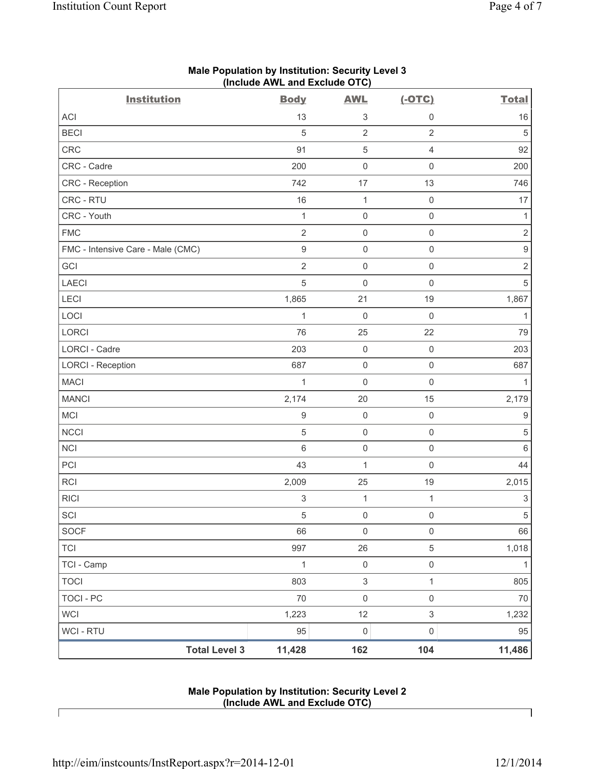**Male Population by Institution: Security Level 3**
**(Include AWL and Exclude OTC)**

| Institution | Body | AWL | (-OTC) | Total |
|---|---|---|---|---|
| ACI | 13 | 3 | 0 | 16 |
| BECI | 5 | 2 | 2 | 5 |
| CRC | 91 | 5 | 4 | 92 |
| CRC - Cadre | 200 | 0 | 0 | 200 |
| CRC - Reception | 742 | 17 | 13 | 746 |
| CRC - RTU | 16 | 1 | 0 | 17 |
| CRC - Youth | 1 | 0 | 0 | 1 |
| FMC | 2 | 0 | 0 | 2 |
| FMC - Intensive Care - Male (CMC) | 9 | 0 | 0 | 9 |
| GCI | 2 | 0 | 0 | 2 |
| LAECI | 5 | 0 | 0 | 5 |
| LECI | 1,865 | 21 | 19 | 1,867 |
| LOCI | 1 | 0 | 0 | 1 |
| LORCI | 76 | 25 | 22 | 79 |
| LORCI - Cadre | 203 | 0 | 0 | 203 |
| LORCI - Reception | 687 | 0 | 0 | 687 |
| MACI | 1 | 0 | 0 | 1 |
| MANCI | 2,174 | 20 | 15 | 2,179 |
| MCI | 9 | 0 | 0 | 9 |
| NCCI | 5 | 0 | 0 | 5 |
| NCI | 6 | 0 | 0 | 6 |
| PCI | 43 | 1 | 0 | 44 |
| RCI | 2,009 | 25 | 19 | 2,015 |
| RICI | 3 | 1 | 1 | 3 |
| SCI | 5 | 0 | 0 | 5 |
| SOCF | 66 | 0 | 0 | 66 |
| TCI | 997 | 26 | 5 | 1,018 |
| TCI - Camp | 1 | 0 | 0 | 1 |
| TOCI | 803 | 3 | 1 | 805 |
| TOCI - PC | 70 | 0 | 0 | 70 |
| WCI | 1,223 | 12 | 3 | 1,232 |
| WCI - RTU | 95 | 0 | 0 | 95 |
| **Total Level 3** | **11,428** | **162** | **104** | **11,486** |

**Male Population by Institution: Security Level 2**
**(Include AWL and Exclude OTC)**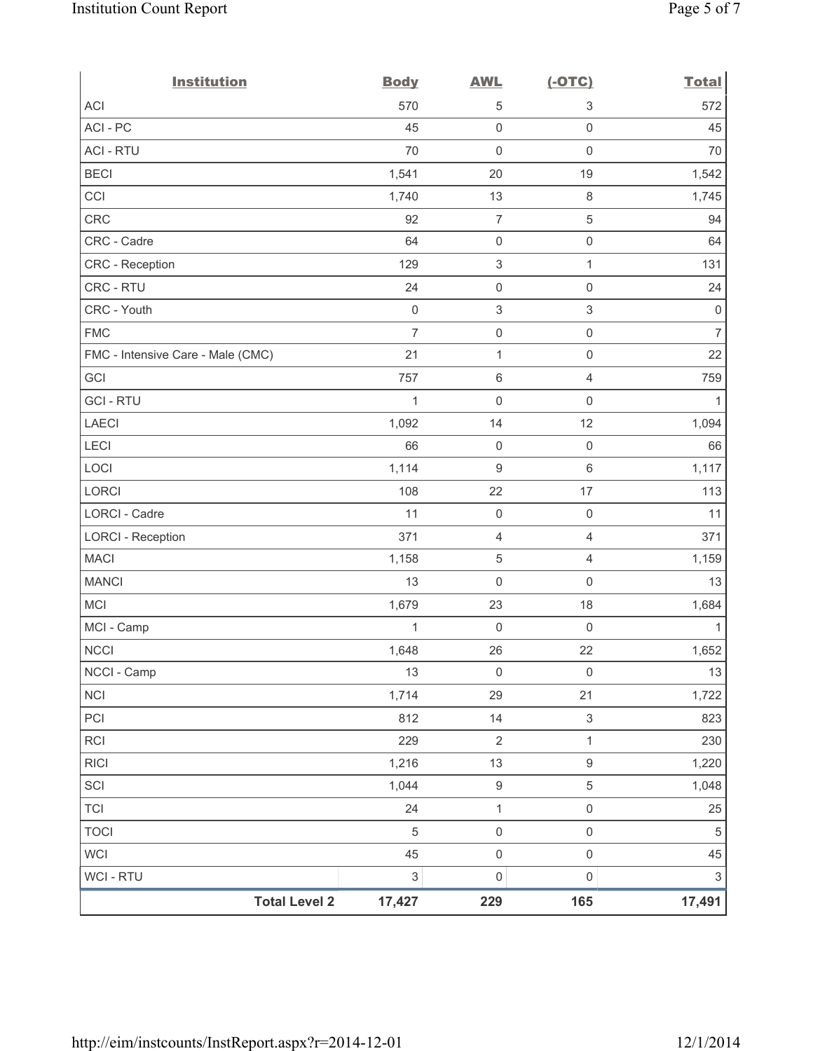| Institution | Body | AWL | (-OTC) | Total |
|---|---|---|---|---|
| ACI | 570 | 5 | 3 | 572 |
| ACI - PC | 45 | 0 | 0 | 45 |
| ACI - RTU | 70 | 0 | 0 | 70 |
| BECI | 1,541 | 20 | 19 | 1,542 |
| CCI | 1,740 | 13 | 8 | 1,745 |
| CRC | 92 | 7 | 5 | 94 |
| CRC - Cadre | 64 | 0 | 0 | 64 |
| CRC - Reception | 129 | 3 | 1 | 131 |
| CRC - RTU | 24 | 0 | 0 | 24 |
| CRC - Youth | 0 | 3 | 3 | 0 |
| FMC | 7 | 0 | 0 | 7 |
| FMC - Intensive Care - Male (CMC) | 21 | 1 | 0 | 22 |
| GCI | 757 | 6 | 4 | 759 |
| GCI - RTU | 1 | 0 | 0 | 1 |
| LAECI | 1,092 | 14 | 12 | 1,094 |
| LECI | 66 | 0 | 0 | 66 |
| LOCI | 1,114 | 9 | 6 | 1,117 |
| LORCI | 108 | 22 | 17 | 113 |
| LORCI - Cadre | 11 | 0 | 0 | 11 |
| LORCI - Reception | 371 | 4 | 4 | 371 |
| MACI | 1,158 | 5 | 4 | 1,159 |
| MANCI | 13 | 0 | 0 | 13 |
| MCI | 1,679 | 23 | 18 | 1,684 |
| MCI - Camp | 1 | 0 | 0 | 1 |
| NCCI | 1,648 | 26 | 22 | 1,652 |
| NCCI - Camp | 13 | 0 | 0 | 13 |
| NCI | 1,714 | 29 | 21 | 1,722 |
| PCI | 812 | 14 | 3 | 823 |
| RCI | 229 | 2 | 1 | 230 |
| RICI | 1,216 | 13 | 9 | 1,220 |
| SCI | 1,044 | 9 | 5 | 1,048 |
| TCI | 24 | 1 | 0 | 25 |
| TOCI | 5 | 0 | 0 | 5 |
| WCI | 45 | 0 | 0 | 45 |
| WCI - RTU | 3 | 0 | 0 | 3 |
| **Total Level 2** | **17,427** | **229** | **165** | **17,491** |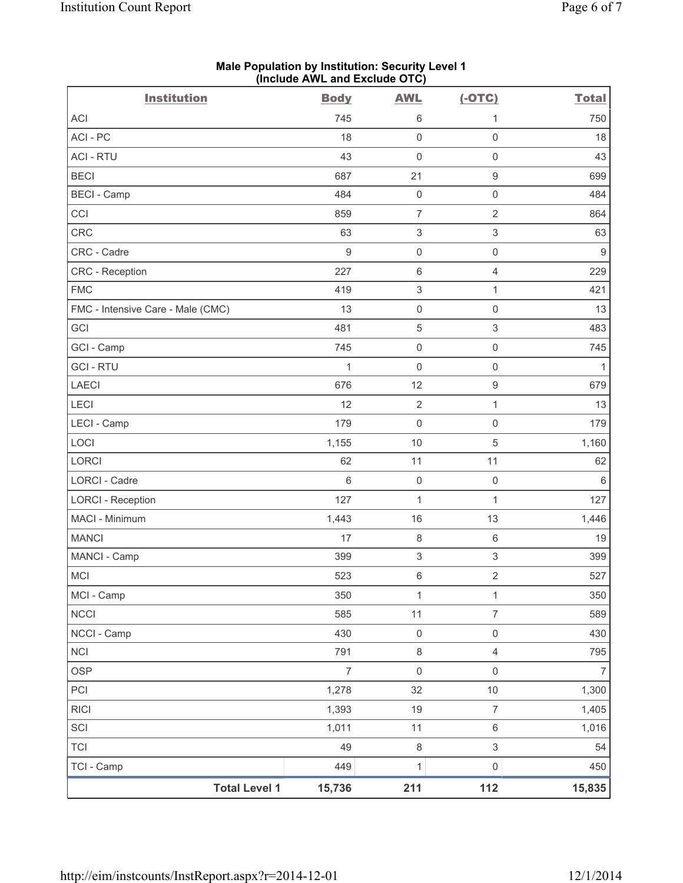**Male Population by Institution: Security Level 1 (Include AWL and Exclude OTC)**

| Institution | Body | AWL | (-OTC) | Total |
|---|---|---|---|---|
| ACI | 745 | 6 | 1 | 750 |
| ACI - PC | 18 | 0 | 0 | 18 |
| ACI - RTU | 43 | 0 | 0 | 43 |
| BECI | 687 | 21 | 9 | 699 |
| BECI - Camp | 484 | 0 | 0 | 484 |
| CCI | 859 | 7 | 2 | 864 |
| CRC | 63 | 3 | 3 | 63 |
| CRC - Cadre | 9 | 0 | 0 | 9 |
| CRC - Reception | 227 | 6 | 4 | 229 |
| FMC | 419 | 3 | 1 | 421 |
| FMC - Intensive Care - Male (CMC) | 13 | 0 | 0 | 13 |
| GCI | 481 | 5 | 3 | 483 |
| GCI - Camp | 745 | 0 | 0 | 745 |
| GCI - RTU | 1 | 0 | 0 | 1 |
| LAECI | 676 | 12 | 9 | 679 |
| LECI | 12 | 2 | 1 | 13 |
| LECI - Camp | 179 | 0 | 0 | 179 |
| LOCI | 1,155 | 10 | 5 | 1,160 |
| LORCI | 62 | 11 | 11 | 62 |
| LORCI - Cadre | 6 | 0 | 0 | 6 |
| LORCI - Reception | 127 | 1 | 1 | 127 |
| MACI - Minimum | 1,443 | 16 | 13 | 1,446 |
| MANCI | 17 | 8 | 6 | 19 |
| MANCI - Camp | 399 | 3 | 3 | 399 |
| MCI | 523 | 6 | 2 | 527 |
| MCI - Camp | 350 | 1 | 1 | 350 |
| NCCI | 585 | 11 | 7 | 589 |
| NCCI - Camp | 430 | 0 | 0 | 430 |
| NCI | 791 | 8 | 4 | 795 |
| OSP | 7 | 0 | 0 | 7 |
| PCI | 1,278 | 32 | 10 | 1,300 |
| RICI | 1,393 | 19 | 7 | 1,405 |
| SCI | 1,011 | 11 | 6 | 1,016 |
| TCI | 49 | 8 | 3 | 54 |
| TCI - Camp | 449 | 1 | 0 | 450 |
| **Total Level 1** | **15,736** | **211** | **112** | **15,835** |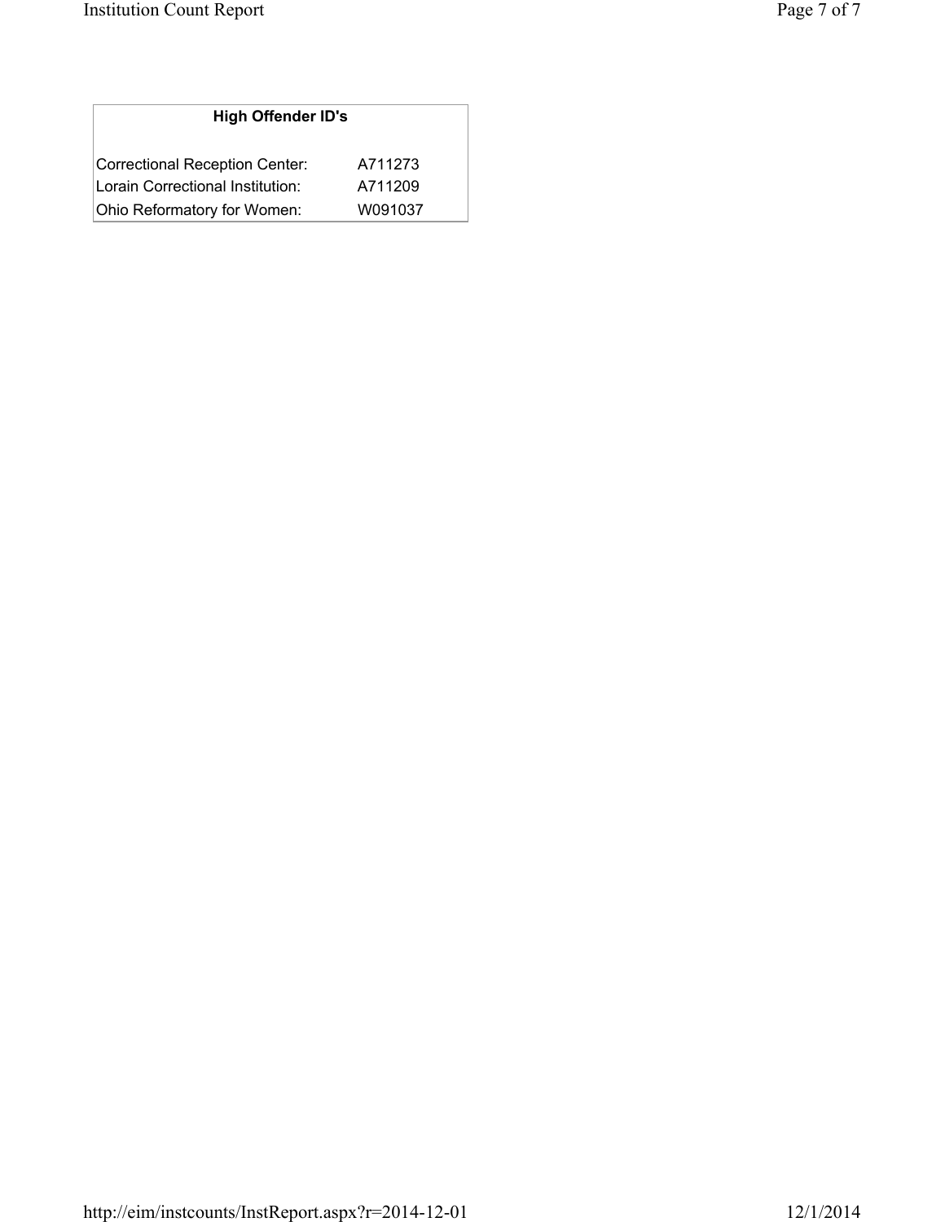| High Offender ID's | |
|---|---|
| Correctional Reception Center: | A711273 |
| Lorain Correctional Institution: | A711209 |
| Ohio Reformatory for Women: | W091037 |